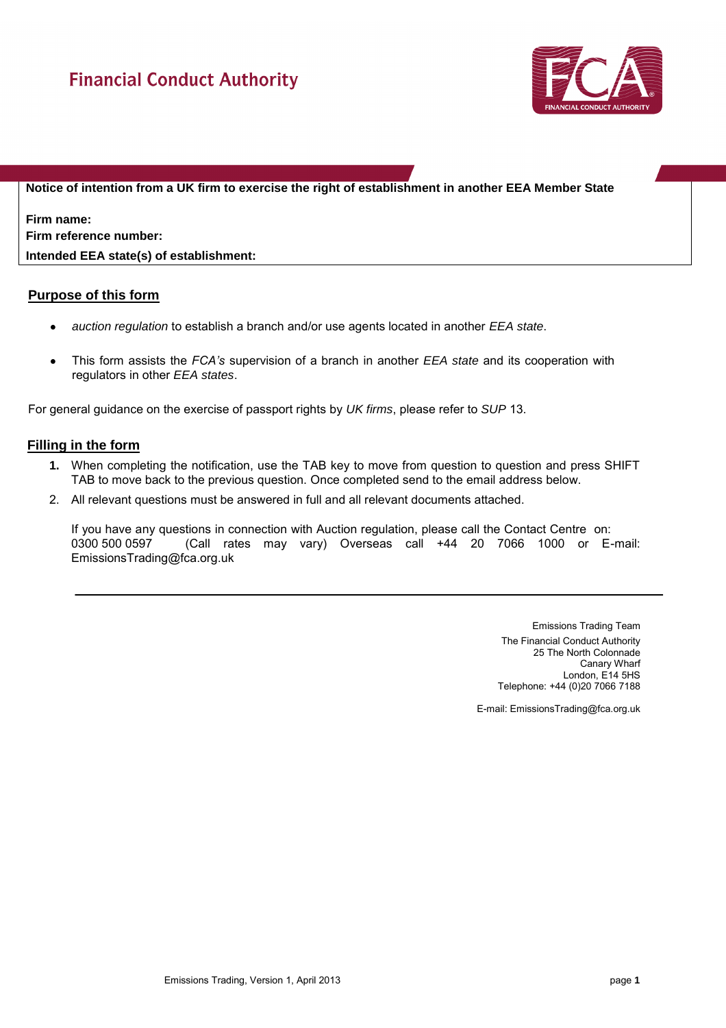# Financial Conduct Authority

**Notice of intention from a UK firm to exercise the right of establishment in another EEA Member State**

**Firm name:**
**Firm reference number:**
**Intended EEA state(s) of establishment:**

## Purpose of this form

- *auction regulation* to establish a branch and/or use agents located in another *EEA state*.
- This form assists the *FCA's* supervision of a branch in another *EEA state* and its cooperation with regulators in other *EEA states*.

For general guidance on the exercise of passport rights by *UK firms*, please refer to *SUP* 13.

## Filling in the form

1. When completing the notification, use the TAB key to move from question to question and press SHIFT TAB to move back to the previous question. Once completed send to the email address below.
2. All relevant questions must be answered in full and all relevant documents attached.

If you have any questions in connection with Auction regulation, please call the Contact Centre on: 0300 500 0597 (Call rates may vary) Overseas call +44 20 7066 1000 or E-mail: EmissionsTrading@fca.org.uk

---

Emissions Trading Team
The Financial Conduct Authority
25 The North Colonnade
Canary Wharf
London, E14 5HS
Telephone: +44 (0)20 7066 7188

E-mail: EmissionsTrading@fca.org.uk

Emissions Trading, Version 1, April 2013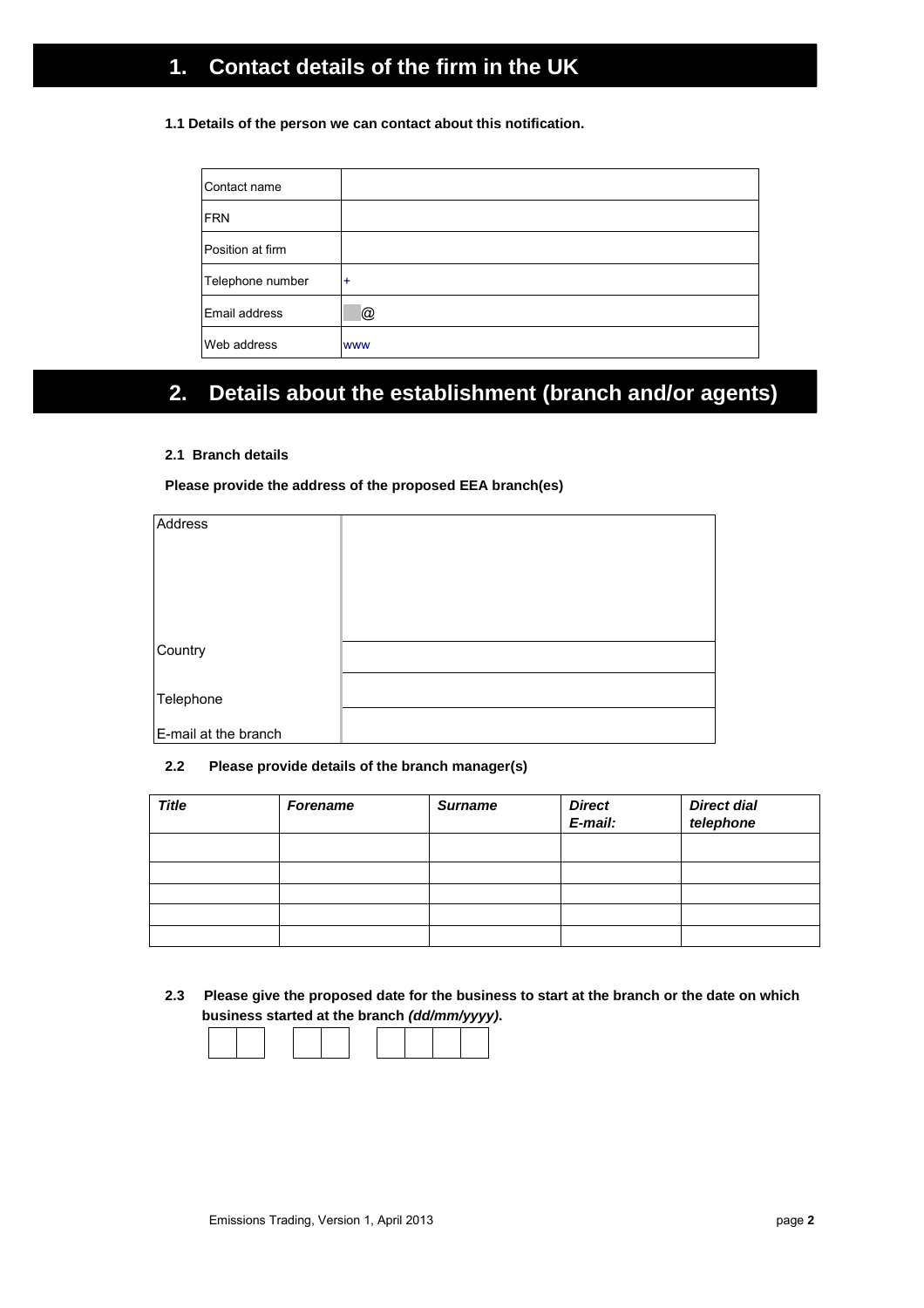# 1. Contact details of the firm in the UK

**1.1 Details of the person we can contact about this notification.**

| | |
|---|---|
| Contact name | |
| FRN | |
| Position at firm | |
| Telephone number | + |
| Email address | @ |
| Web address | www |

# 2. Details about the establishment (branch and/or agents)

**2.1 Branch details**

**Please provide the address of the proposed EEA branch(es)**

| | |
|---|---|
| Address | |
| Country | |
| Telephone | |
| E-mail at the branch | |

**2.2 Please provide details of the branch manager(s)**

| *Title* | *Forename* | *Surname* | *Direct E-mail:* | *Direct dial telephone* |
|---|---|---|---|---|
| | | | | |
| | | | | |
| | | | | |
| | | | | |
| | | | | |

**2.3 Please give the proposed date for the business to start at the branch or the date on which business started at the branch *(dd/mm/yyyy)*.**

| | | | | | | | |
|---|---|---|---|---|---|---|---|
| | | | | | | | |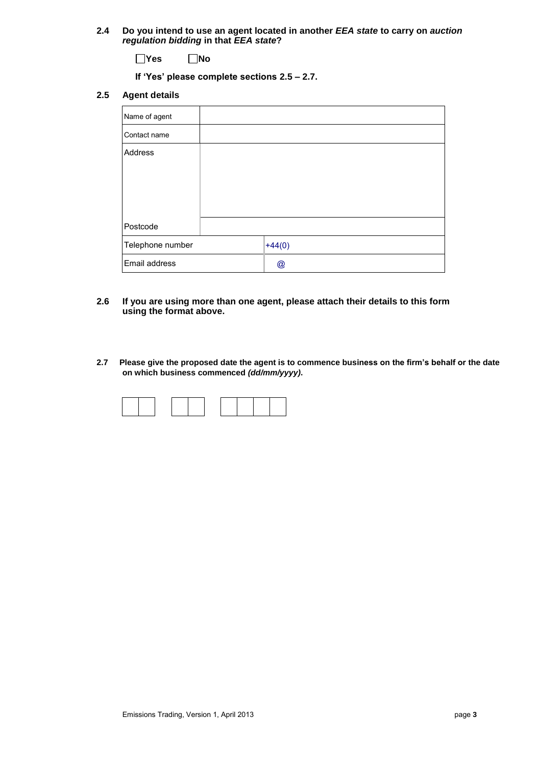**2.4 Do you intend to use an agent located in another *EEA state* to carry on *auction regulation bidding* in that *EEA state*?**

☐ **Yes** ☐ **No**

**If 'Yes' please complete sections 2.5 – 2.7.**

**2.5 Agent details**

| | |
|---|---|
| Name of agent | |
| Contact name | |
| Address | |
| Postcode | |
| Telephone number | +44(0) |
| Email address | @ |

**2.6 If you are using more than one agent, please attach their details to this form using the format above.**

**2.7 Please give the proposed date the agent is to commence business on the firm's behalf or the date on which business commenced *(dd/mm/yyyy)*.**

| | | | | | | | |
|---|---|---|---|---|---|---|---|
| | | | | | | | |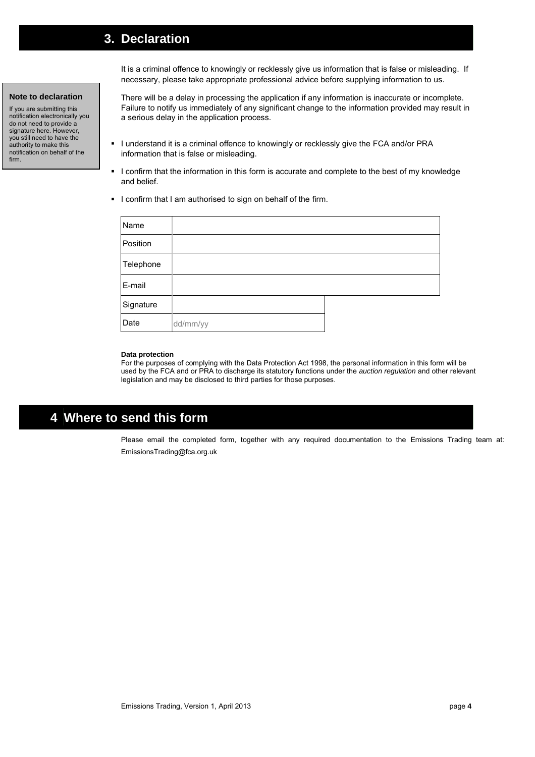## 3. Declaration

**Note to declaration**

If you are submitting this notification electronically you do not need to provide a signature here. However, you still need to have the authority to make this notification on behalf of the firm.

It is a criminal offence to knowingly or recklessly give us information that is false or misleading. If necessary, please take appropriate professional advice before supplying information to us.

There will be a delay in processing the application if any information is inaccurate or incomplete. Failure to notify us immediately of any significant change to the information provided may result in a serious delay in the application process.

- I understand it is a criminal offence to knowingly or recklessly give the FCA and/or PRA information that is false or misleading.
- I confirm that the information in this form is accurate and complete to the best of my knowledge and belief.
- I confirm that I am authorised to sign on behalf of the firm.

| | |
|---|---|
| Name | |
| Position | |
| Telephone | |
| E-mail | |
| Signature | |
| Date | dd/mm/yy |

**Data protection**

For the purposes of complying with the Data Protection Act 1998, the personal information in this form will be used by the FCA and or PRA to discharge its statutory functions under the *auction regulation* and other relevant legislation and may be disclosed to third parties for those purposes.

## 4 Where to send this form

Please email the completed form, together with any required documentation to the Emissions Trading team at: EmissionsTrading@fca.org.uk

Emissions Trading, Version 1, April 2013